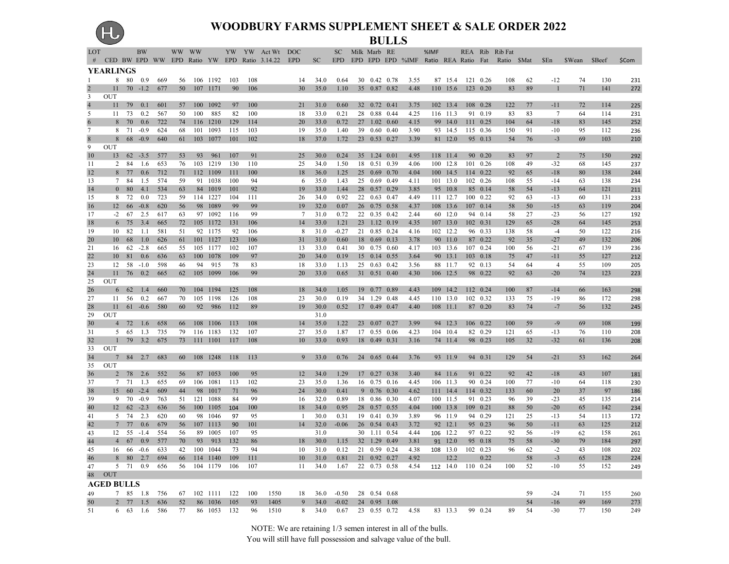# WOODBURY FARMS SUPPLEMENT SHEET & SALE ORDER 2022

## BULLS

| LOT # | CED | BW | BW EPD | WW | WW EPD | WW Ratio | YW | YW EPD | YW Ratio | Act Wt 3.14.22 | DOC EPD | SC | SC EPD | Milk EPD | Marb EPD | RE EPD | %IMF | %IMF Ratio | REA | REA Ratio | Rib Fat | Rib Fat Ratio | $Mat | $En | $Wean | $Beef | $Com |
|---|---|---|---|---|---|---|---|---|---|---|---|---|---|---|---|---|---|---|---|---|---|---|---|---|---|---|---|
| **YEARLINGS** | | | | | | | | | | | | | | | | | | | | | | | | | | | |
| 1 | 8 | 80 | 0.9 | 669 | 56 | 106 | 1192 | 103 | 108 | | 14 | 34.0 | 0.64 | 30 | 0.42 | 0.78 | 3.55 | 87 | 15.4 | 121 | 0.26 | 108 | 62 | -12 | 74 | 130 | 231 |
| 2 | 11 | 70 | -1.2 | 677 | 50 | 107 | 1171 | 90 | 106 | | 30 | 35.0 | 1.10 | 35 | 0.87 | 0.82 | 4.48 | 110 | 15.6 | 123 | 0.20 | 83 | 89 | 1 | 71 | 141 | 272 |
| 3 | OUT | | | | | | | | | | | | | | | | | | | | | | | | | | |
| 4 | 11 | 79 | 0.1 | 601 | 57 | 100 | 1092 | 97 | 100 | | 21 | 31.0 | 0.60 | 32 | 0.72 | 0.41 | 3.75 | 102 | 13.4 | 108 | 0.28 | 122 | 77 | -11 | 72 | 114 | 225 |
| 5 | 11 | 73 | 0.2 | 567 | 50 | 100 | 885 | 82 | 100 | | 18 | 33.0 | 0.21 | 28 | 0.88 | 0.44 | 4.25 | 116 | 11.3 | 91 | 0.19 | 83 | 83 | 7 | 64 | 114 | 231 |
| 6 | 8 | 70 | 0.6 | 722 | 74 | 116 | 1210 | 129 | 114 | | 20 | 33.0 | 0.72 | 27 | 1.02 | 0.60 | 4.15 | 99 | 14.0 | 111 | 0.25 | 104 | 64 | -18 | 83 | 145 | 252 |
| 7 | 8 | 71 | -0.9 | 624 | 68 | 101 | 1093 | 115 | 103 | | 19 | 35.0 | 1.40 | 39 | 0.60 | 0.40 | 3.90 | 93 | 14.5 | 115 | 0.36 | 150 | 91 | -10 | 95 | 112 | 236 |
| 8 | 8 | 68 | -0.9 | 640 | 61 | 103 | 1077 | 101 | 102 | | 18 | 37.0 | 1.72 | 23 | 0.53 | 0.27 | 3.39 | 81 | 12.0 | 95 | 0.13 | 54 | 76 | -3 | 69 | 103 | 210 |
| 9 | OUT | | | | | | | | | | | | | | | | | | | | | | | | | | |
| 10 | 13 | 62 | -3.5 | 577 | 53 | 93 | 961 | 107 | 91 | | 25 | 30.0 | 0.24 | 35 | 1.24 | 0.01 | 4.95 | 118 | 11.4 | 90 | 0.20 | 83 | 97 | 2 | 75 | 150 | 292 |
| 11 | 2 | 84 | 1.6 | 653 | 76 | 103 | 1219 | 130 | 110 | | 25 | 34.0 | 1.50 | 18 | 0.51 | 0.39 | 4.06 | 100 | 12.8 | 101 | 0.26 | 108 | 49 | -32 | 68 | 145 | 237 |
| 12 | 8 | 77 | 0.6 | 712 | 71 | 112 | 1109 | 111 | 100 | | 18 | 36.0 | 1.25 | 25 | 0.69 | 0.70 | 4.04 | 100 | 14.5 | 114 | 0.22 | 92 | 65 | -18 | 80 | 138 | 244 |
| 13 | 7 | 84 | 1.5 | 574 | 59 | 91 | 1038 | 100 | 94 | | 6 | 35.0 | 1.43 | 25 | 0.69 | 0.49 | 4.11 | 101 | 13.0 | 102 | 0.26 | 108 | 55 | -14 | 63 | 138 | 234 |
| 14 | 0 | 80 | 4.1 | 534 | 63 | 84 | 1019 | 101 | 92 | | 19 | 33.0 | 1.44 | 28 | 0.57 | 0.29 | 3.85 | 95 | 10.8 | 85 | 0.14 | 58 | 54 | -13 | 64 | 121 | 211 |
| 15 | 8 | 72 | 0.0 | 723 | 59 | 114 | 1227 | 104 | 111 | | 26 | 34.0 | 0.92 | 22 | 0.63 | 0.47 | 4.49 | 111 | 12.7 | 100 | 0.22 | 92 | 63 | -13 | 60 | 131 | 233 |
| 16 | 12 | 66 | -0.8 | 620 | 56 | 98 | 1089 | 99 | 99 | | 19 | 32.0 | 0.07 | 26 | 0.75 | 0.58 | 4.37 | 108 | 13.6 | 107 | 0.14 | 58 | 50 | -15 | 63 | 119 | 204 |
| 17 | -2 | 67 | 2.5 | 617 | 63 | 97 | 1092 | 116 | 99 | | 7 | 31.0 | 0.72 | 22 | 0.35 | 0.42 | 2.44 | 60 | 12.0 | 94 | 0.14 | 58 | 27 | -23 | 56 | 127 | 192 |
| 18 | 6 | 75 | 3.4 | 665 | 72 | 105 | 1172 | 131 | 106 | | 14 | 33.0 | 1.21 | 23 | 1.12 | 0.19 | 4.35 | 107 | 13.0 | 102 | 0.31 | 129 | 65 | -28 | 64 | 145 | 253 |
| 19 | 10 | 82 | 1.1 | 581 | 51 | 92 | 1175 | 92 | 106 | | 8 | 31.0 | -0.27 | 21 | 0.85 | 0.24 | 4.16 | 102 | 12.2 | 96 | 0.33 | 138 | 58 | -4 | 50 | 122 | 216 |
| 20 | 10 | 68 | 1.0 | 626 | 61 | 101 | 1127 | 123 | 106 | | 31 | 31.0 | 0.60 | 18 | 0.69 | 0.13 | 3.78 | 90 | 11.0 | 87 | 0.22 | 92 | 35 | -27 | 49 | 132 | 206 |
| 21 | 16 | 62 | -2.8 | 665 | 55 | 105 | 1177 | 102 | 107 | | 13 | 33.0 | 0.41 | 30 | 0.75 | 0.60 | 4.17 | 103 | 13.6 | 107 | 0.24 | 100 | 56 | -21 | 67 | 139 | 236 |
| 22 | 10 | 81 | 0.6 | 636 | 63 | 100 | 1078 | 109 | 97 | | 20 | 34.0 | 0.19 | 15 | 0.14 | 0.55 | 3.64 | 90 | 13.1 | 103 | 0.18 | 75 | 47 | -11 | 55 | 127 | 212 |
| 23 | 12 | 58 | -1.0 | 598 | 46 | 94 | 915 | 78 | 83 | | 18 | 33.0 | 1.13 | 25 | 0.63 | 0.42 | 3.56 | 88 | 11.7 | 92 | 0.13 | 54 | 64 | 4 | 55 | 109 | 205 |
| 24 | 11 | 76 | 0.2 | 665 | 62 | 105 | 1099 | 106 | 99 | | 20 | 33.0 | 0.65 | 31 | 0.51 | 0.40 | 4.30 | 106 | 12.5 | 98 | 0.22 | 92 | 63 | -20 | 74 | 123 | 223 |
| 25 | OUT | | | | | | | | | | | | | | | | | | | | | | | | | | |
| 26 | 6 | 62 | 1.4 | 660 | 70 | 104 | 1194 | 125 | 108 | | 18 | 34.0 | 1.05 | 19 | 0.77 | 0.89 | 4.43 | 109 | 14.2 | 112 | 0.24 | 100 | 87 | -14 | 66 | 163 | 298 |
| 27 | 11 | 56 | 0.2 | 667 | 70 | 105 | 1198 | 126 | 108 | | 23 | 30.0 | 0.19 | 34 | 1.29 | 0.48 | 4.45 | 110 | 13.0 | 102 | 0.32 | 133 | 75 | -19 | 86 | 172 | 298 |
| 28 | 11 | 61 | -0.6 | 580 | 60 | 92 | 986 | 112 | 89 | | 19 | 30.0 | 0.52 | 17 | 0.49 | 0.47 | 4.40 | 108 | 11.1 | 87 | 0.20 | 83 | 74 | -7 | 56 | 132 | 245 |
| 29 | OUT | | | | | | | | | | | 31.0 | | | | | | | | | | | | | | | |
| 30 | 4 | 72 | 1.6 | 658 | 66 | 108 | 1106 | 113 | 108 | | 14 | 35.0 | 1.22 | 23 | 0.07 | 0.27 | 3.99 | 94 | 12.3 | 106 | 0.22 | 100 | 59 | -9 | 69 | 108 | 199 |
| 31 | 5 | 65 | 1.3 | 735 | 79 | 116 | 1183 | 132 | 107 | | 27 | 35.0 | 1.87 | 17 | 0.55 | 0.06 | 4.23 | 104 | 10.4 | 82 | 0.29 | 121 | 65 | -13 | 76 | 110 | 208 |
| 32 | 1 | 79 | 3.2 | 675 | 73 | 111 | 1101 | 117 | 108 | | 10 | 33.0 | 0.93 | 18 | 0.49 | 0.31 | 3.16 | 74 | 11.4 | 98 | 0.23 | 105 | 32 | -32 | 61 | 136 | 208 |
| 33 | OUT | | | | | | | | | | | | | | | | | | | | | | | | | | |
| 34 | 7 | 84 | 2.7 | 683 | 60 | 108 | 1248 | 118 | 113 | | 9 | 33.0 | 0.76 | 24 | 0.65 | 0.44 | 3.76 | 93 | 11.9 | 94 | 0.31 | 129 | 54 | -21 | 53 | 162 | 264 |
| 35 | OUT | | | | | | | | | | | | | | | | | | | | | | | | | | |
| 36 | 2 | 78 | 2.6 | 552 | 56 | 87 | 1053 | 100 | 95 | | 12 | 34.0 | 1.29 | 17 | 0.27 | 0.38 | 3.40 | 84 | 11.6 | 91 | 0.22 | 92 | 42 | -18 | 43 | 107 | 181 |
| 37 | 7 | 71 | 1.3 | 655 | 69 | 106 | 1081 | 113 | 102 | | 23 | 35.0 | 1.36 | 16 | 0.75 | 0.16 | 4.45 | 106 | 11.3 | 90 | 0.24 | 100 | 77 | -10 | 64 | 118 | 230 |
| 38 | 15 | 60 | -2.4 | 609 | 44 | 98 | 1017 | 71 | 96 | | 24 | 30.0 | 0.41 | 9 | 0.76 | 0.30 | 4.62 | 111 | 14.4 | 114 | 0.32 | 133 | 60 | 20 | 37 | 97 | 186 |
| 39 | 9 | 70 | -0.9 | 763 | 51 | 121 | 1088 | 84 | 99 | | 16 | 32.0 | 0.89 | 18 | 0.86 | 0.30 | 4.07 | 100 | 11.5 | 91 | 0.23 | 96 | 39 | -23 | 45 | 135 | 214 |
| 40 | 12 | 62 | -2.3 | 636 | 56 | 100 | 1105 | 104 | 100 | | 18 | 34.0 | 0.95 | 28 | 0.57 | 0.55 | 4.04 | 100 | 13.8 | 109 | 0.21 | 88 | 50 | -20 | 65 | 142 | 234 |
| 41 | 5 | 74 | 2.3 | 620 | 60 | 98 | 1046 | 97 | 95 | | 1 | 30.0 | 0.31 | 19 | 0.41 | 0.39 | 3.89 | 96 | 11.9 | 94 | 0.29 | 121 | 25 | -13 | 54 | 113 | 172 |
| 42 | 7 | 77 | 0.6 | 679 | 56 | 107 | 1113 | 90 | 101 | | 14 | 32.0 | -0.06 | 26 | 0.54 | 0.43 | 3.72 | 92 | 12.1 | 95 | 0.23 | 96 | 50 | -11 | 63 | 125 | 212 |
| 43 | 12 | 55 | -1.4 | 554 | 56 | 89 | 1005 | 107 | 95 | | | 31.0 | | 30 | 1.11 | 0.54 | 4.44 | 106 | 12.2 | 97 | 0.22 | 92 | 56 | -19 | 62 | 158 | 261 |
| 44 | 4 | 67 | 0.9 | 577 | 70 | 93 | 913 | 132 | 86 | | 18 | 30.0 | 1.15 | 32 | 1.29 | 0.49 | 3.81 | 91 | 12.0 | 95 | 0.18 | 75 | 58 | -30 | 79 | 184 | 297 |
| 45 | 16 | 66 | -0.6 | 633 | 42 | 100 | 1044 | 73 | 94 | | 10 | 31.0 | 0.12 | 21 | 0.59 | 0.24 | 4.38 | 108 | 13.0 | 102 | 0.23 | 96 | 62 | -2 | 43 | 108 | 202 |
| 46 | 8 | 80 | 2.7 | 694 | 66 | 114 | 1140 | 109 | 111 | | 10 | 31.0 | 0.81 | 21 | 0.92 | 0.27 | 4.92 | | 12.2 | | 0.22 | | 58 | -3 | 65 | 128 | 224 |
| 47 | 5 | 71 | 0.9 | 656 | 56 | 104 | 1179 | 106 | 107 | | 11 | 34.0 | 1.67 | 22 | 0.73 | 0.58 | 4.54 | 112 | 14.0 | 110 | 0.24 | 100 | 52 | -10 | 55 | 152 | 249 |
| 48 | OUT | | | | | | | | | | | | | | | | | | | | | | | | | | |
| **AGED BULLS** | | | | | | | | | | | | | | | | | | | | | | | | | | | |
| 49 | 7 | 85 | 1.8 | 756 | 67 | 102 | 1111 | 122 | 100 | 1550 | 18 | 36.0 | -0.50 | 28 | 0.54 | 0.68 | | | | | | | 59 | -24 | 71 | 155 | 260 |
| 50 | 2 | 77 | 1.5 | 636 | 52 | 86 | 1036 | 105 | 93 | 1405 | 9 | 34.0 | -0.02 | 24 | 0.95 | 1.08 | | | | | | | 54 | -16 | 49 | 169 | 273 |
| 51 | 6 | 63 | 1.6 | 586 | 77 | 86 | 1053 | 132 | 96 | 1510 | 8 | 34.0 | 0.67 | 23 | 0.55 | 0.72 | 4.58 | 83 | 13.3 | 99 | 0.24 | 89 | 54 | -30 | 77 | 150 | 249 |

NOTE: We are retaining 1/3 semen interest in all of the bulls.
You will still have full possession and salvage value of the bull.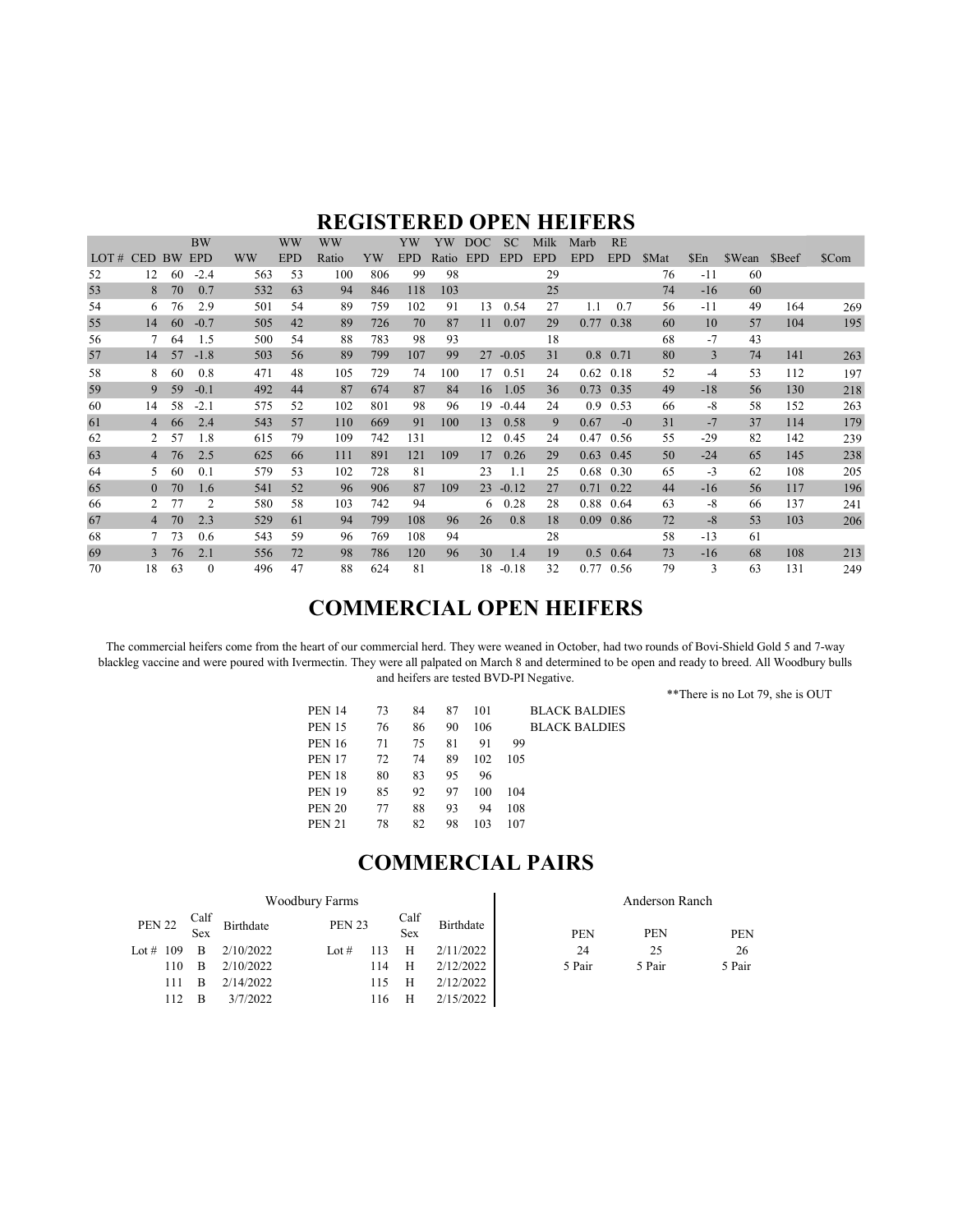# REGISTERED OPEN HEIFERS

| LOT # | CED | BW | BW EPD | WW | WW EPD | WW Ratio | YW | YW EPD | YW Ratio | DOC EPD | SC EPD | Milk EPD | Marb EPD | RE EPD | $Mat | $En | $Wean | $Beef | $Com |
|---|---|---|---|---|---|---|---|---|---|---|---|---|---|---|---|---|---|---|---|
| 52 | 12 | 60 | -2.4 | 563 | 53 | 100 | 806 | 99 | 98 | | | 29 | | | 76 | -11 | 60 | | |
| 53 | 8 | 70 | 0.7 | 532 | 63 | 94 | 846 | 118 | 103 | | | 25 | | | 74 | -16 | 60 | | |
| 54 | 6 | 76 | 2.9 | 501 | 54 | 89 | 759 | 102 | 91 | 13 | 0.54 | 27 | 1.1 | 0.7 | 56 | -11 | 49 | 164 | 269 |
| 55 | 14 | 60 | -0.7 | 505 | 42 | 89 | 726 | 70 | 87 | 11 | 0.07 | 29 | 0.77 | 0.38 | 60 | 10 | 57 | 104 | 195 |
| 56 | 7 | 64 | 1.5 | 500 | 54 | 88 | 783 | 98 | 93 | | | 18 | | | 68 | -7 | 43 | | |
| 57 | 14 | 57 | -1.8 | 503 | 56 | 89 | 799 | 107 | 99 | 27 | -0.05 | 31 | 0.8 | 0.71 | 80 | 3 | 74 | 141 | 263 |
| 58 | 8 | 60 | 0.8 | 471 | 48 | 105 | 729 | 74 | 100 | 17 | 0.51 | 24 | 0.62 | 0.18 | 52 | -4 | 53 | 112 | 197 |
| 59 | 9 | 59 | -0.1 | 492 | 44 | 87 | 674 | 87 | 84 | 16 | 1.05 | 36 | 0.73 | 0.35 | 49 | -18 | 56 | 130 | 218 |
| 60 | 14 | 58 | -2.1 | 575 | 52 | 102 | 801 | 98 | 96 | 19 | -0.44 | 24 | 0.9 | 0.53 | 66 | -8 | 58 | 152 | 263 |
| 61 | 4 | 66 | 2.4 | 543 | 57 | 110 | 669 | 91 | 100 | 13 | 0.58 | 9 | 0.67 | -0 | 31 | -7 | 37 | 114 | 179 |
| 62 | 2 | 57 | 1.8 | 615 | 79 | 109 | 742 | 131 | | 12 | 0.45 | 24 | 0.47 | 0.56 | 55 | -29 | 82 | 142 | 239 |
| 63 | 4 | 76 | 2.5 | 625 | 66 | 111 | 891 | 121 | 109 | 17 | 0.26 | 29 | 0.63 | 0.45 | 50 | -24 | 65 | 145 | 238 |
| 64 | 5 | 60 | 0.1 | 579 | 53 | 102 | 728 | 81 | | 23 | 1.1 | 25 | 0.68 | 0.30 | 65 | -3 | 62 | 108 | 205 |
| 65 | 0 | 70 | 1.6 | 541 | 52 | 96 | 906 | 87 | 109 | 23 | -0.12 | 27 | 0.71 | 0.22 | 44 | -16 | 56 | 117 | 196 |
| 66 | 2 | 77 | 2 | 580 | 58 | 103 | 742 | 94 | | 6 | 0.28 | 28 | 0.88 | 0.64 | 63 | -8 | 66 | 137 | 241 |
| 67 | 4 | 70 | 2.3 | 529 | 61 | 94 | 799 | 108 | 96 | 26 | 0.8 | 18 | 0.09 | 0.86 | 72 | -8 | 53 | 103 | 206 |
| 68 | 7 | 73 | 0.6 | 543 | 59 | 96 | 769 | 108 | 94 | | | 28 | | | 58 | -13 | 61 | | |
| 69 | 3 | 76 | 2.1 | 556 | 72 | 98 | 786 | 120 | 96 | 30 | 1.4 | 19 | 0.5 | 0.64 | 73 | -16 | 68 | 108 | 213 |
| 70 | 18 | 63 | 0 | 496 | 47 | 88 | 624 | 81 | | 18 | -0.18 | 32 | 0.77 | 0.56 | 79 | 3 | 63 | 131 | 249 |

# COMMERCIAL OPEN HEIFERS

The commercial heifers come from the heart of our commercial herd. They were weaned in October, had two rounds of Bovi-Shield Gold 5 and 7-way blackleg vaccine and were poured with Ivermectin. They were all palpated on March 8 and determined to be open and ready to breed. All Woodbury bulls and heifers are tested BVD-PI Negative.

**There is no Lot 79, she is OUT

| | | | | | | |
|---|---|---|---|---|---|---|
| PEN 14 | 73 | 84 | 87 | 101 | | BLACK BALDIES |
| PEN 15 | 76 | 86 | 90 | 106 | | BLACK BALDIES |
| PEN 16 | 71 | 75 | 81 | 91 | 99 | |
| PEN 17 | 72 | 74 | 89 | 102 | 105 | |
| PEN 18 | 80 | 83 | 95 | 96 | | |
| PEN 19 | 85 | 92 | 97 | 100 | 104 | |
| PEN 20 | 77 | 88 | 93 | 94 | 108 | |
| PEN 21 | 78 | 82 | 98 | 103 | 107 | |

# COMMERCIAL PAIRS

**Woodbury Farms**

| PEN 22 | Calf Sex | Birthdate | PEN 23 | Calf Sex | Birthdate |
|---|---|---|---|---|---|
| Lot # 109 | B | 2/10/2022 | Lot # 113 | H | 2/11/2022 |
| 110 | B | 2/10/2022 | 114 | H | 2/12/2022 |
| 111 | B | 2/14/2022 | 115 | H | 2/12/2022 |
| 112 | B | 3/7/2022 | 116 | H | 2/15/2022 |

**Anderson Ranch**

| PEN | PEN | PEN |
|---|---|---|
| 24 | 25 | 26 |
| 5 Pair | 5 Pair | 5 Pair |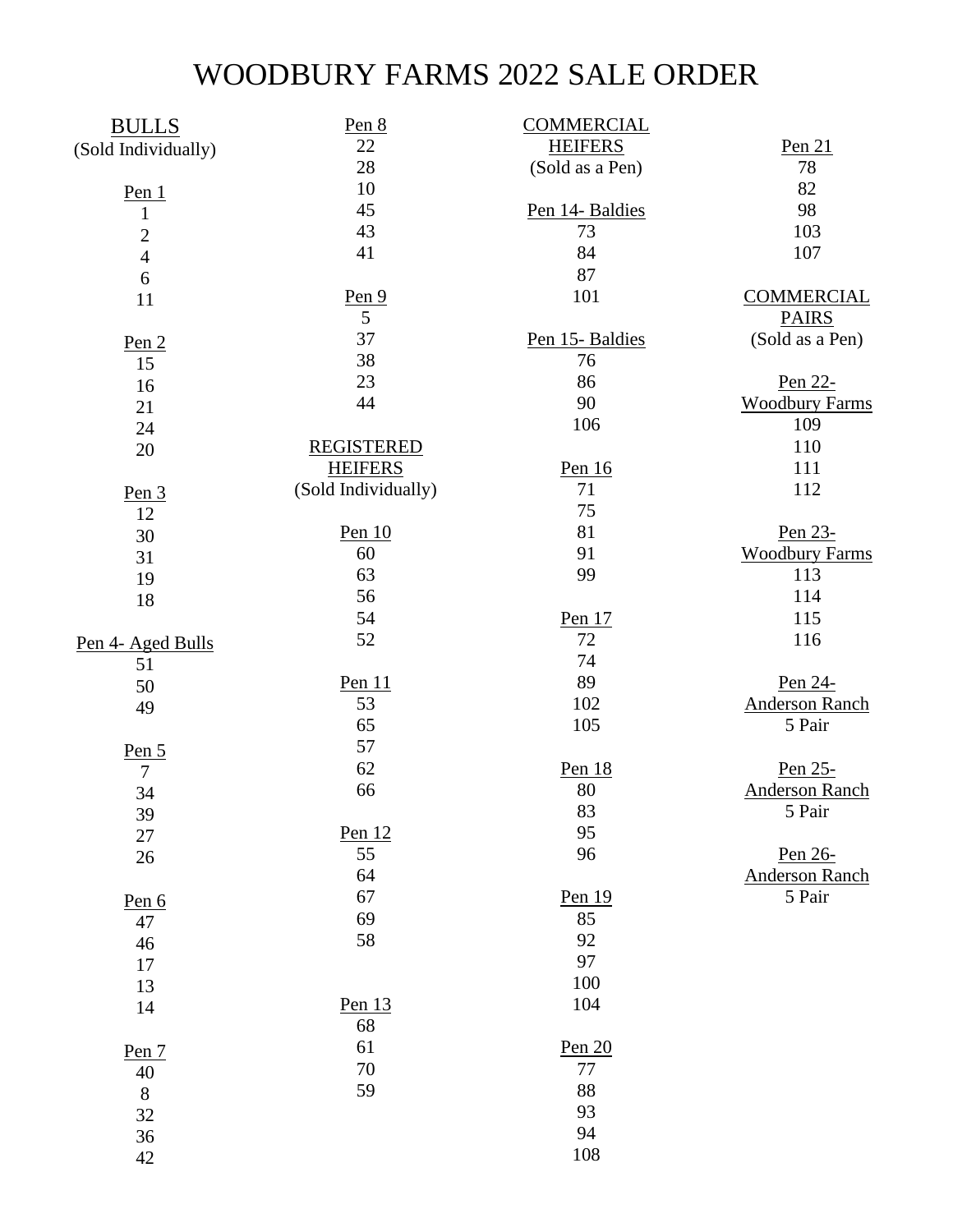# WOODBURY FARMS 2022 SALE ORDER

BULLS
(Sold Individually)

Pen 1
1
2
4
6
11

Pen 2
15
16
21
24
20

Pen 3
12
30
31
19
18

Pen 4- Aged Bulls
51
50
49

Pen 5
7
34
39
27
26

Pen 6
47
46
17
13
14

Pen 7
40
8
32
36
42

Pen 8
22
28
10
45
43
41

Pen 9
5
37
38
23
44

REGISTERED HEIFERS
(Sold Individually)

Pen 10
60
63
56
54
52

Pen 11
53
65
57
62
66

Pen 12
55
64
67
69
58

Pen 13
68
61
70
59

COMMERCIAL HEIFERS
(Sold as a Pen)

Pen 14- Baldies
73
84
87
101

Pen 15- Baldies
76
86
90
106

Pen 16
71
75
81
91
99

Pen 17
72
74
89
102
105

Pen 18
80
83
95
96

Pen 19
85
92
97
100
104

Pen 20
77
88
93
94
108

Pen 21
78
82
98
103
107

COMMERCIAL PAIRS
(Sold as a Pen)

Pen 22- Woodbury Farms
109
110
111
112

Pen 23- Woodbury Farms
113
114
115
116

Pen 24- Anderson Ranch
5 Pair

Pen 25- Anderson Ranch
5 Pair

Pen 26- Anderson Ranch
5 Pair